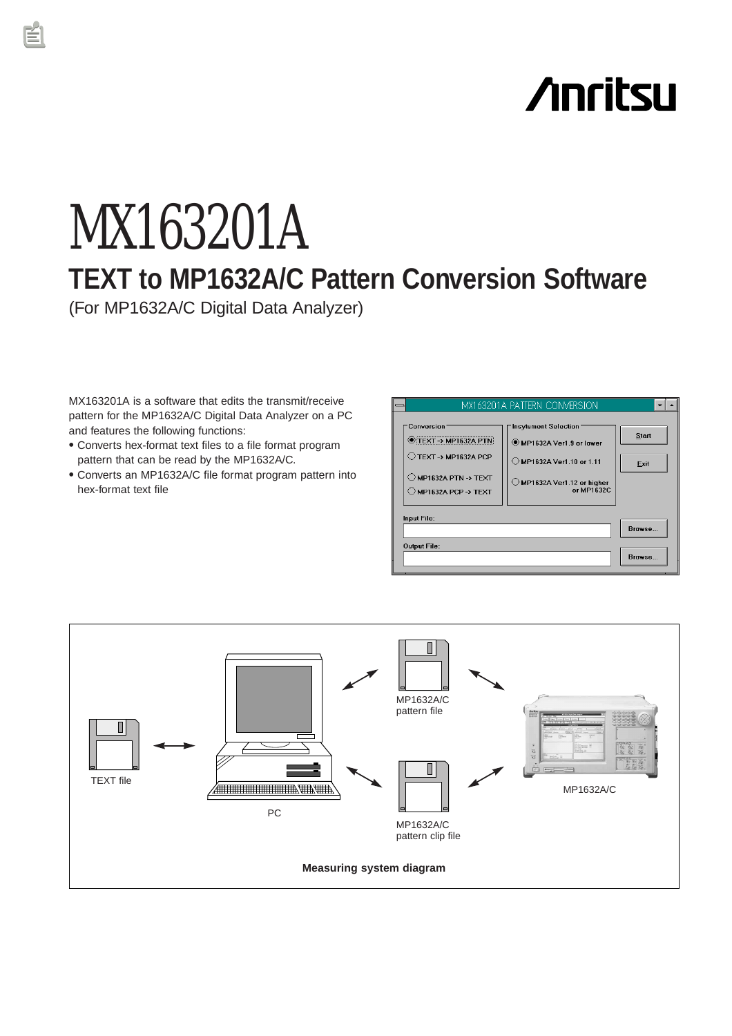# MX163201A

## TEXT to MP1632A/C Pattern Conversion Software

(For MP1632A/C Digital Data Analyzer)

MX163201A is a software that edits the transmit/receive pattern for the MP1632A/C Digital Data Analyzer on a PC and features the following functions:

- Converts hex-format text files to a file format program pattern that can be read by the MP1632A/C.
- Converts an MP1632A/C file format program pattern into hex-format text file

Measuring system diagram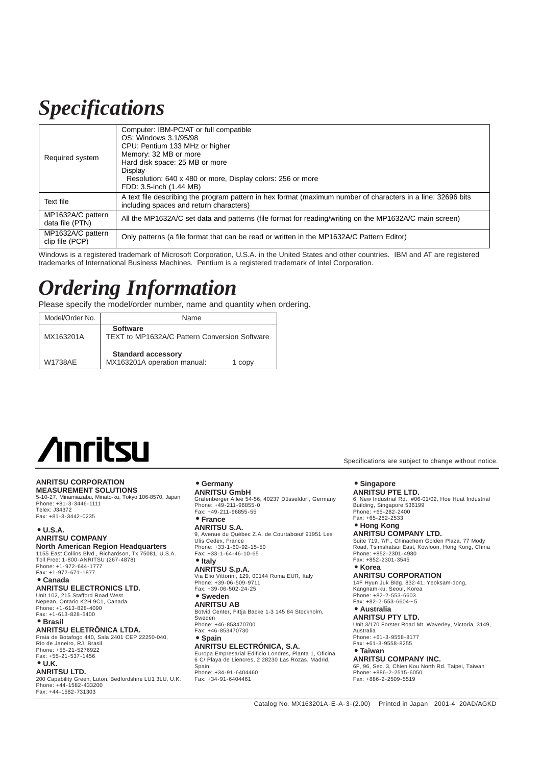# Specifications

| | |
|---|---|
| Required system | Computer: IBM-PC/AT or full compatible<br>OS: Windows 3.1/95/98<br>CPU: Pentium 133 MHz or higher<br>Memory: 32 MB or more<br>Hard disk space: 25 MB or more<br>Display<br>Resolution: 640 x 480 or more, Display colors: 256 or more<br>FDD: 3.5-inch (1.44 MB) |
| Text file | A text file describing the program pattern in hex format (maximum number of characters in a line: 32696 bits including spaces and return characters) |
| MP1632A/C pattern data file (PTN) | All the MP1632A/C set data and patterns (file format for reading/writing on the MP1632A/C main screen) |
| MP1632A/C pattern clip file (PCP) | Only patterns (file format that can be read or written in the MP1632A/C Pattern Editor) |

Windows is a registered trademark of Microsoft Corporation, U.S.A. in the United States and other countries. IBM and AT are registered trademarks of International Business Machines. Pentium is a registered trademark of Intel Corporation.

# Ordering Information

Please specify the model/order number, name and quantity when ordering.

| Model/Order No. | Name |
|---|---|
| MX163201A | **Software**<br>TEXT to MP1632A/C Pattern Conversion Software |
| W1738AE | **Standard accessory**<br>MX163201A operation manual: 1 copy |

Anritsu

Specifications are subject to change without notice.

**ANRITSU CORPORATION**
**MEASUREMENT SOLUTIONS**
5-10-27, Minamiazabu, Minato-ku, Tokyo 106-8570, Japan
Phone: +81-3-3446-1111
Telex: J34372
Fax: +81-3-3442-0235

**• U.S.A.**
**ANRITSU COMPANY**
**North American Region Headquarters**
1155 East Collins Blvd., Richardson, Tx 75081, U.S.A.
Toll Free: 1-800-ANRITSU (267-4878)
Phone: +1-972-644-1777
Fax: +1-972-671-1877

**• Canada**
**ANRITSU ELECTRONICS LTD.**
Unit 102, 215 Stafford Road West
Nepean, Ontario K2H 9C1, Canada
Phone: +1-613-828-4090
Fax: +1-613-828-5400

**• Brasil**
**ANRITSU ELETRÔNICA LTDA.**
Praia de Botafogo 440, Sala 2401 CEP 22250-040,
Rio de Janeiro, RJ, Brasil
Phone: +55-21-5276922
Fax: +55-21-537-1456

**• U.K.**
**ANRITSU LTD.**
200 Capability Green, Luton, Bedfordshire LU1 3LU, U.K.
Phone: +44-1582-433200
Fax: +44-1582-731303

**• Germany**
**ANRITSU GmbH**
Grafenberger Allee 54-56, 40237 Düsseldorf, Germany
Phone: +49-211-96855-0
Fax: +49-211-96855-55

**• France**
**ANRITSU S.A.**
9, Avenue du Québec Z.A. de Courtabœuf 91951 Les Ulis Cedex, France
Phone: +33-1-60-92-15-50
Fax: +33-1-64-46-10-65

**• Italy**
**ANRITSU S.p.A.**
Via Elio Vittorini, 129, 00144 Roma EUR, Italy
Phone: +39-06-509-9711
Fax: +39-06-502-24-25

**• Sweden**
**ANRITSU AB**
Botvid Center, Fittja Backe 1-3 145 84 Stockholm, Sweden
Phone: +46-853470700
Fax: +46-853470730

**• Spain**
**ANRITSU ELECTRÓNICA, S.A.**
Europa Empresarial Edificio Londres, Planta 1, Oficina 6 C/ Playa de Liencres, 2 28230 Las Rozas. Madrid, Spain
Phone: +34-91-6404460
Fax: +34-91-6404461

**• Singapore**
**ANRITSU PTE LTD.**
6, New Industrial Rd., #06-01/02, Hoe Huat Industrial Building, Singapore 536199
Phone: +65-282-2400
Fax: +65-282-2533

**• Hong Kong**
**ANRITSU COMPANY LTD.**
Suite 719, 7/F., Chinachem Golden Plaza, 77 Mody Road, Tsimshatsui East, Kowloon, Hong Kong, China
Phone: +852-2301-4980
Fax: +852-2301-3545

**• Korea**
**ANRITSU CORPORATION**
14F Hyun Juk Bldg. 832-41, Yeoksam-dong, Kangnam-ku, Seoul, Korea
Phone: +82-2-553-6603
Fax: +82-2-553-6604～5

**• Australia**
**ANRITSU PTY LTD.**
Unit 3/170 Forster Road Mt. Waverley, Victoria, 3149, Australia
Phone: +61-3-9558-8177
Fax: +61-3-9558-8255

**• Taiwan**
**ANRITSU COMPANY INC.**
6F, 96, Sec. 3, Chien Kou North Rd. Taipei, Taiwan
Phone: +886-2-2515-6050
Fax: +886-2-2509-5519

Catalog No. MX163201A-E-A-3-(2.00) Printed in Japan 2001-4 20AD/AGKD